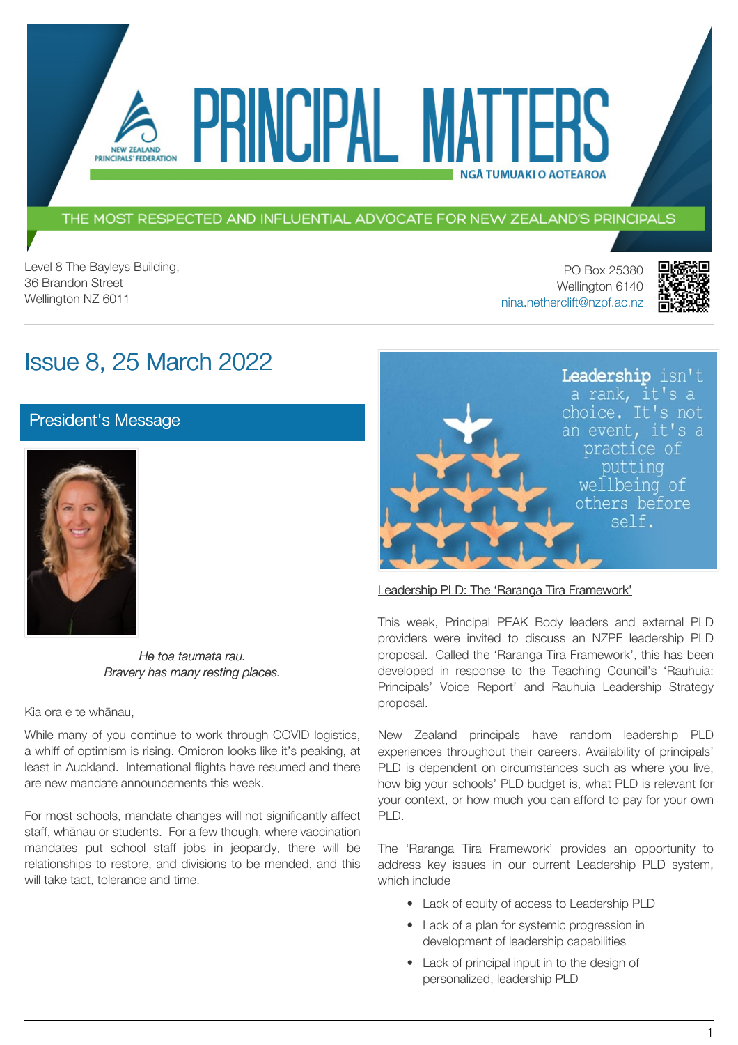# PRINCIPAL MATTERS

NEW ZEALAND PRINCIPALS' FEDERATION

NGĀ TUMUAKI O AOTEAROA

THE MOST RESPECTED AND INFLUENTIAL ADVOCATE FOR NEW ZEALAND'S PRINCIPALS

Level 8 The Bayleys Building,
36 Brandon Street
Wellington NZ 6011

PO Box 25380
Wellington 6140
nina.netherclift@nzpf.ac.nz

## Issue 8, 25 March 2022

## President's Message

*He toa taumata rau.*
*Bravery has many resting places.*

Kia ora e te whānau,

While many of you continue to work through COVID logistics, a whiff of optimism is rising. Omicron looks like it's peaking, at least in Auckland. International flights have resumed and there are new mandate announcements this week.

For most schools, mandate changes will not significantly affect staff, whānau or students. For a few though, where vaccination mandates put school staff jobs in jeopardy, there will be relationships to restore, and divisions to be mended, and this will take tact, tolerance and time.

Leadership isn't a rank, it's a choice. It's not an event, it's a practice of putting wellbeing of others before self.

### Leadership PLD: The 'Raranga Tira Framework'

This week, Principal PEAK Body leaders and external PLD providers were invited to discuss an NZPF leadership PLD proposal. Called the 'Raranga Tira Framework', this has been developed in response to the Teaching Council's 'Rauhuia: Principals' Voice Report' and Rauhuia Leadership Strategy proposal.

New Zealand principals have random leadership PLD experiences throughout their careers. Availability of principals' PLD is dependent on circumstances such as where you live, how big your schools' PLD budget is, what PLD is relevant for your context, or how much you can afford to pay for your own PLD.

The 'Raranga Tira Framework' provides an opportunity to address key issues in our current Leadership PLD system, which include

- Lack of equity of access to Leadership PLD
- Lack of a plan for systemic progression in development of leadership capabilities
- Lack of principal input in to the design of personalized, leadership PLD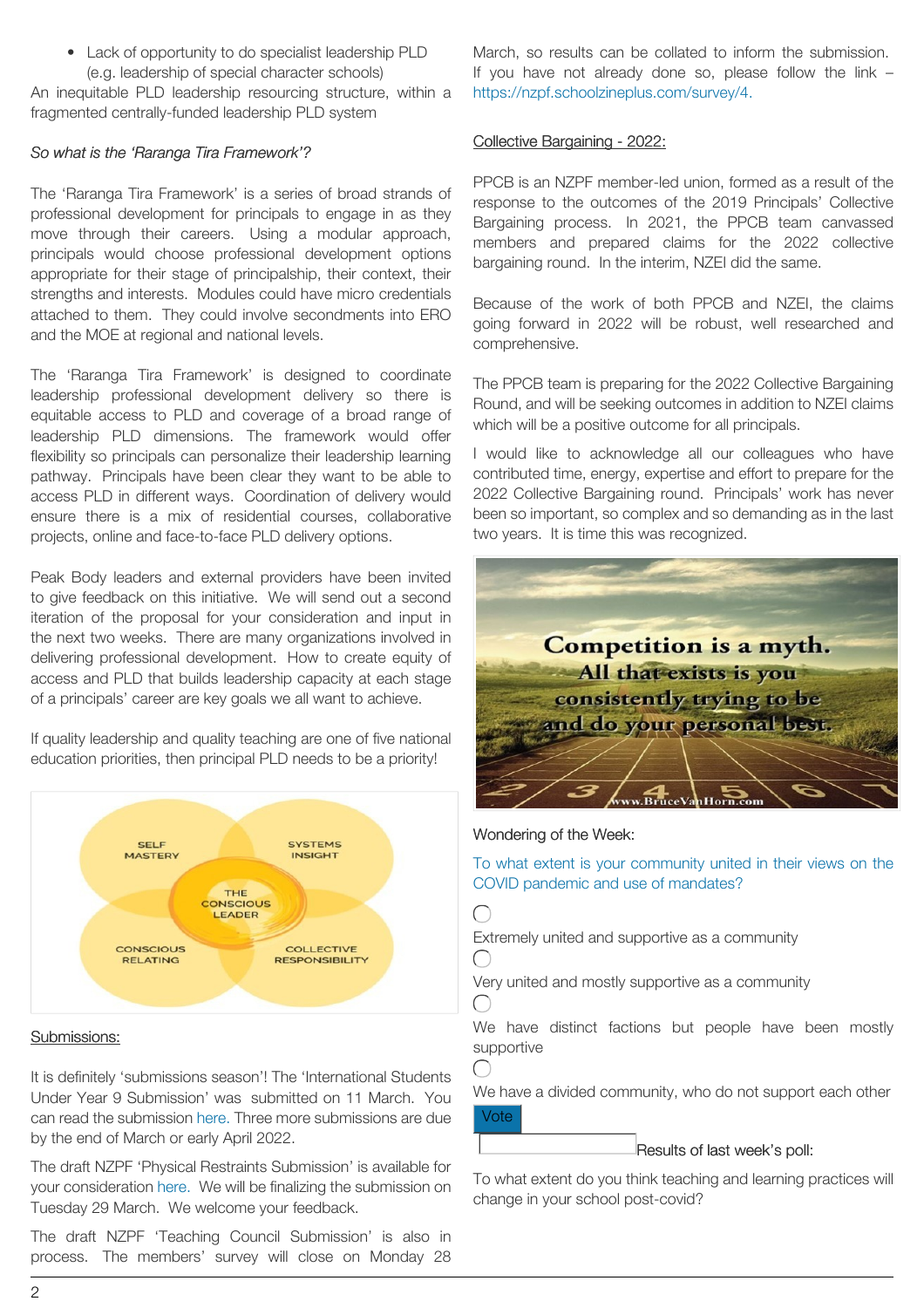- Lack of opportunity to do specialist leadership PLD (e.g. leadership of special character schools)

An inequitable PLD leadership resourcing structure, within a fragmented centrally-funded leadership PLD system

*So what is the 'Raranga Tira Framework'?*

The 'Raranga Tira Framework' is a series of broad strands of professional development for principals to engage in as they move through their careers. Using a modular approach, principals would choose professional development options appropriate for their stage of principalship, their context, their strengths and interests. Modules could have micro credentials attached to them. They could involve secondments into ERO and the MOE at regional and national levels.

The 'Raranga Tira Framework' is designed to coordinate leadership professional development delivery so there is equitable access to PLD and coverage of a broad range of leadership PLD dimensions. The framework would offer flexibility so principals can personalize their leadership learning pathway. Principals have been clear they want to be able to access PLD in different ways. Coordination of delivery would ensure there is a mix of residential courses, collaborative projects, online and face-to-face PLD delivery options.

Peak Body leaders and external providers have been invited to give feedback on this initiative. We will send out a second iteration of the proposal for your consideration and input in the next two weeks. There are many organizations involved in delivering professional development. How to create equity of access and PLD that builds leadership capacity at each stage of a principals' career are key goals we all want to achieve.

If quality leadership and quality teaching are one of five national education priorities, then principal PLD needs to be a priority!

SELF MASTERY | SYSTEMS INSIGHT | THE CONSCIOUS LEADER | CONSCIOUS RELATING | COLLECTIVE RESPONSIBILITY

## Submissions:

It is definitely 'submissions season'! The 'International Students Under Year 9 Submission' was submitted on 11 March. You can read the submission here. Three more submissions are due by the end of March or early April 2022.

The draft NZPF 'Physical Restraints Submission' is available for your consideration here. We will be finalizing the submission on Tuesday 29 March. We welcome your feedback.

The draft NZPF 'Teaching Council Submission' is also in process. The members' survey will close on Monday 28 March, so results can be collated to inform the submission. If you have not already done so, please follow the link – https://nzpf.schoolzineplus.com/survey/4.

## Collective Bargaining - 2022:

PPCB is an NZPF member-led union, formed as a result of the response to the outcomes of the 2019 Principals' Collective Bargaining process. In 2021, the PPCB team canvassed members and prepared claims for the 2022 collective bargaining round. In the interim, NZEI did the same.

Because of the work of both PPCB and NZEI, the claims going forward in 2022 will be robust, well researched and comprehensive.

The PPCB team is preparing for the 2022 Collective Bargaining Round, and will be seeking outcomes in addition to NZEI claims which will be a positive outcome for all principals.

I would like to acknowledge all our colleagues who have contributed time, energy, expertise and effort to prepare for the 2022 Collective Bargaining round. Principals' work has never been so important, so complex and so demanding as in the last two years. It is time this was recognized.

Competition is a myth. All that exists is you consistently trying to be and do your personal best.

www.BruceVanHorn.com

Wondering of the Week:

To what extent is your community united in their views on the COVID pandemic and use of mandates?

- ◯ Extremely united and supportive as a community
- ◯ Very united and mostly supportive as a community
- ◯ We have distinct factions but people have been mostly supportive
- ◯ We have a divided community, who do not support each other

Vote

Results of last week's poll:

To what extent do you think teaching and learning practices will change in your school post-covid?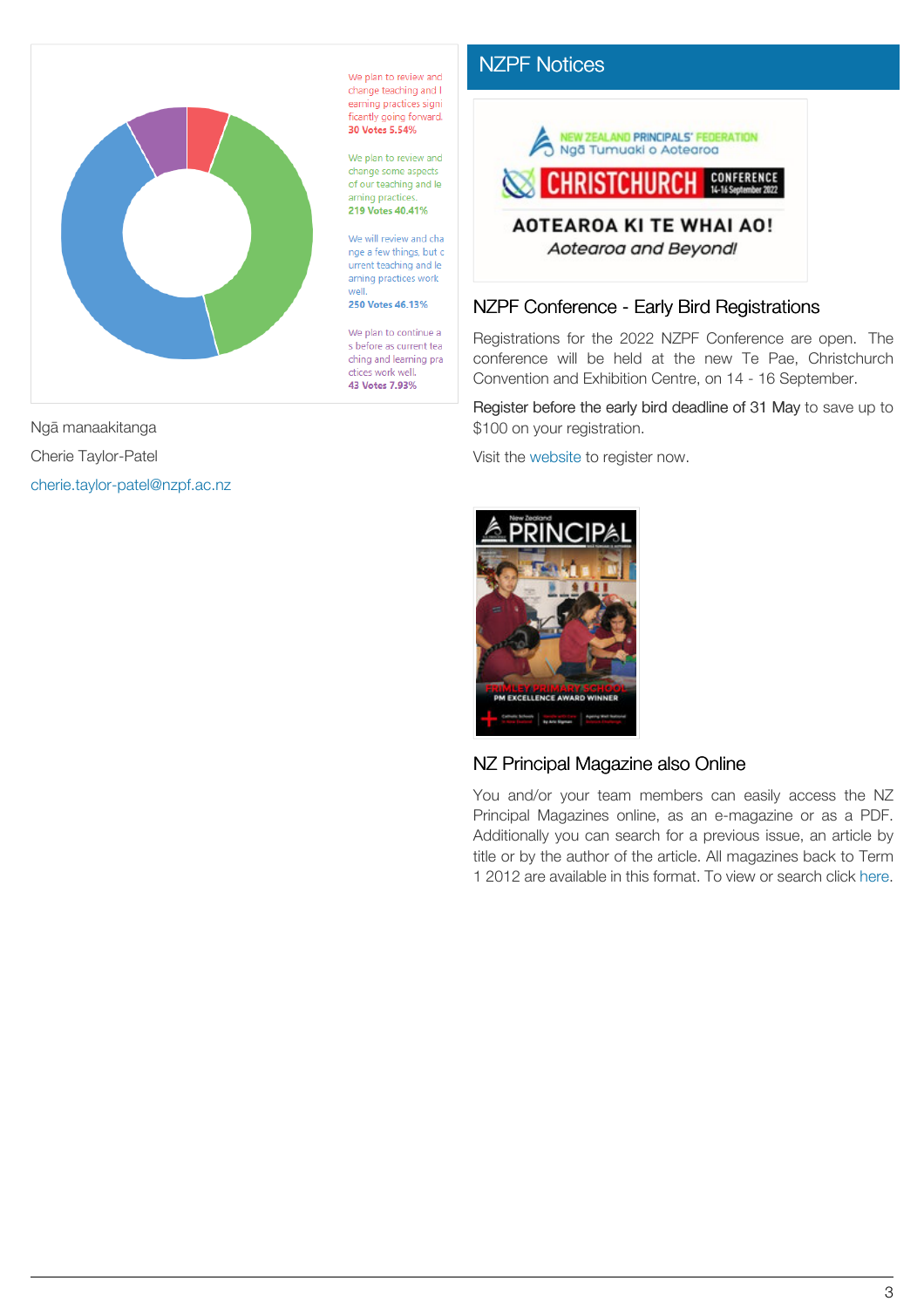We plan to review and change teaching and learning practices significantly going forward.
30 Votes 5.54%

We plan to review and change some aspects of our teaching and learning practices.
219 Votes 40.41%

We will review and change a few things, but current teaching and learning practices work well.
250 Votes 46.13%

We plan to continue as before as current teaching and learning practices work well.
43 Votes 7.93%

Ngā manaakitanga

Cherie Taylor-Patel

cherie.taylor-patel@nzpf.ac.nz

## NZPF Notices

NEW ZEALAND PRINCIPALS' FEDERATION
Ngā Tumuaki o Aotearoa

CHRISTCHURCH CONFERENCE 14-16 September 2022

AOTEAROA KI TE WHAI AO!
*Aotearoa and Beyond!*

### NZPF Conference - Early Bird Registrations

Registrations for the 2022 NZPF Conference are open. The conference will be held at the new Te Pae, Christchurch Convention and Exhibition Centre, on 14 - 16 September.

Register before the early bird deadline of 31 May to save up to $100 on your registration.

Visit the website to register now.

### NZ Principal Magazine also Online

You and/or your team members can easily access the NZ Principal Magazines online, as an e-magazine or as a PDF. Additionally you can search for a previous issue, an article by title or by the author of the article. All magazines back to Term 1 2012 are available in this format. To view or search click here.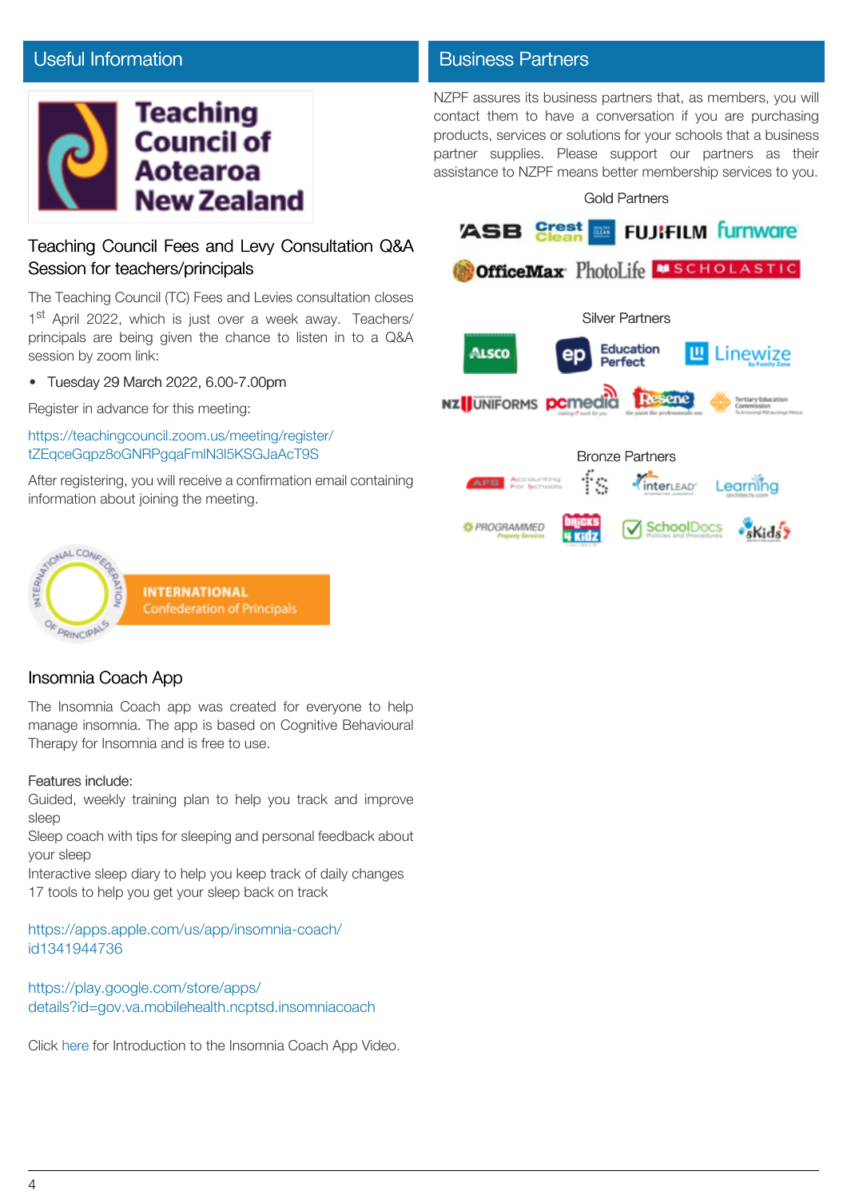## Useful Information

Teaching Council of Aotearoa New Zealand

### Teaching Council Fees and Levy Consultation Q&A Session for teachers/principals

The Teaching Council (TC) Fees and Levies consultation closes 1st April 2022, which is just over a week away. Teachers/principals are being given the chance to listen in to a Q&A session by zoom link:

- Tuesday 29 March 2022, 6.00-7.00pm

Register in advance for this meeting:

https://teachingcouncil.zoom.us/meeting/register/tZEqceGqpz8oGNRPgqaFmlN3l5KSGJaAcT9S

After registering, you will receive a confirmation email containing information about joining the meeting.

INTERNATIONAL Confederation of Principals

### Insomnia Coach App

The Insomnia Coach app was created for everyone to help manage insomnia. The app is based on Cognitive Behavioural Therapy for Insomnia and is free to use.

Features include:
Guided, weekly training plan to help you track and improve sleep
Sleep coach with tips for sleeping and personal feedback about your sleep
Interactive sleep diary to help you keep track of daily changes
17 tools to help you get your sleep back on track

https://apps.apple.com/us/app/insomnia-coach/id1341944736

https://play.google.com/store/apps/details?id=gov.va.mobilehealth.ncptsd.insomniacoach

Click here for Introduction to the Insomnia Coach App Video.

## Business Partners

NZPF assures its business partners that, as members, you will contact them to have a conversation if you are purchasing products, services or solutions for your schools that a business partner supplies. Please support our partners as their assistance to NZPF means better membership services to you.

Gold Partners

ASB, Crest Clean, FUJIFILM, furnware, OfficeMax, PhotoLife, SCHOLASTIC

Silver Partners

ALSCO, Education Perfect, Linewize, NZ UNIFORMS, pcmedia, Resene, Tertiary Education Commission

Bronze Partners

AFS Accounting For Schools, fs, interLEAD, Learning architects, PROGRAMMED Property Services, bricks 4 kidz, SchoolDocs, sKids